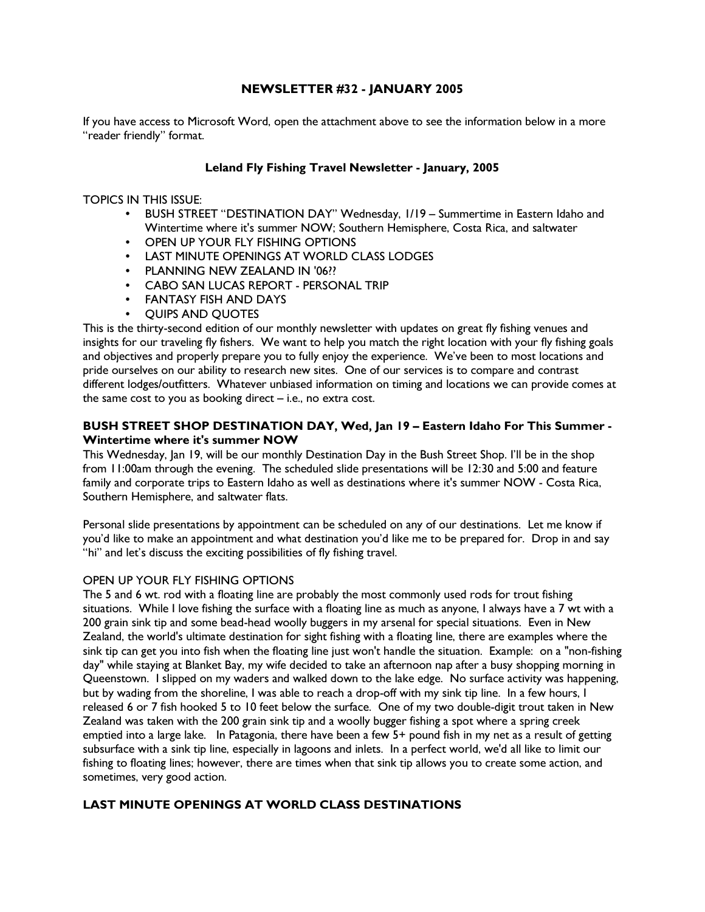# NEWSLETTER #32 - JANUARY 2005

If you have access to Microsoft Word, open the attachment above to see the information below in a more "reader friendly" format.

## Leland Fly Fishing Travel Newsletter - January, 2005

TOPICS IN THIS ISSUE:

- BUSH STREET "DESTINATION DAY" Wednesday, 1/19 – Summertime in Eastern Idaho and Wintertime where it's summer NOW; Southern Hemisphere, Costa Rica, and saltwater
- OPEN UP YOUR FLY FISHING OPTIONS
- LAST MINUTE OPENINGS AT WORLD CLASS LODGES
- PLANNING NEW ZEALAND IN '06??
- CABO SAN LUCAS REPORT - PERSONAL TRIP
- FANTASY FISH AND DAYS
- QUIPS AND QUOTES

This is the thirty-second edition of our monthly newsletter with updates on great fly fishing venues and insights for our traveling fly fishers. We want to help you match the right location with your fly fishing goals and objectives and properly prepare you to fully enjoy the experience. We've been to most locations and pride ourselves on our ability to research new sites. One of our services is to compare and contrast different lodges/outfitters. Whatever unbiased information on timing and locations we can provide comes at the same cost to you as booking direct – i.e., no extra cost.

### BUSH STREET SHOP DESTINATION DAY, Wed, Jan 19 – Eastern Idaho For This Summer - Wintertime where it's summer NOW

This Wednesday, Jan 19, will be our monthly Destination Day in the Bush Street Shop. I'll be in the shop from 11:00am through the evening. The scheduled slide presentations will be 12:30 and 5:00 and feature family and corporate trips to Eastern Idaho as well as destinations where it's summer NOW - Costa Rica, Southern Hemisphere, and saltwater flats.

Personal slide presentations by appointment can be scheduled on any of our destinations. Let me know if you'd like to make an appointment and what destination you'd like me to be prepared for. Drop in and say "hi" and let's discuss the exciting possibilities of fly fishing travel.

OPEN UP YOUR FLY FISHING OPTIONS

The 5 and 6 wt. rod with a floating line are probably the most commonly used rods for trout fishing situations. While I love fishing the surface with a floating line as much as anyone, I always have a 7 wt with a 200 grain sink tip and some bead-head woolly buggers in my arsenal for special situations. Even in New Zealand, the world's ultimate destination for sight fishing with a floating line, there are examples where the sink tip can get you into fish when the floating line just won't handle the situation. Example: on a "non-fishing day" while staying at Blanket Bay, my wife decided to take an afternoon nap after a busy shopping morning in Queenstown. I slipped on my waders and walked down to the lake edge. No surface activity was happening, but by wading from the shoreline, I was able to reach a drop-off with my sink tip line. In a few hours, I released 6 or 7 fish hooked 5 to 10 feet below the surface. One of my two double-digit trout taken in New Zealand was taken with the 200 grain sink tip and a woolly bugger fishing a spot where a spring creek emptied into a large lake. In Patagonia, there have been a few 5+ pound fish in my net as a result of getting subsurface with a sink tip line, especially in lagoons and inlets. In a perfect world, we'd all like to limit our fishing to floating lines; however, there are times when that sink tip allows you to create some action, and sometimes, very good action.

### LAST MINUTE OPENINGS AT WORLD CLASS DESTINATIONS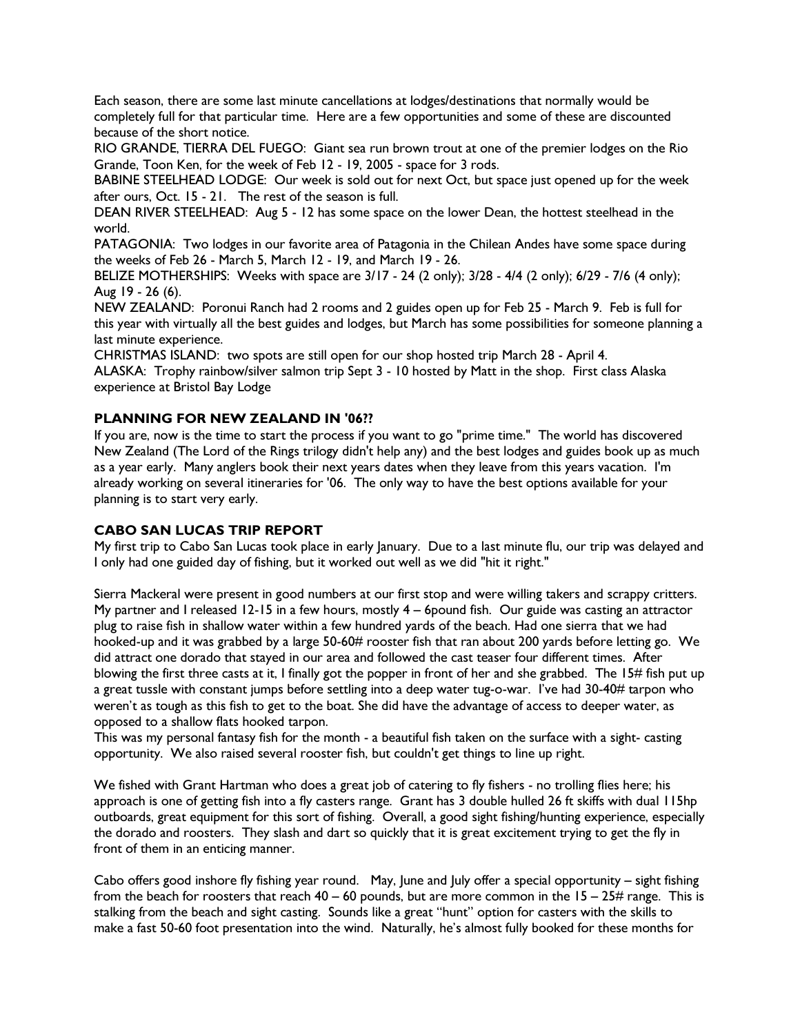Each season, there are some last minute cancellations at lodges/destinations that normally would be completely full for that particular time. Here are a few opportunities and some of these are discounted because of the short notice.

RIO GRANDE, TIERRA DEL FUEGO: Giant sea run brown trout at one of the premier lodges on the Rio Grande, Toon Ken, for the week of Feb 12 - 19, 2005 - space for 3 rods.

BABINE STEELHEAD LODGE: Our week is sold out for next Oct, but space just opened up for the week after ours, Oct. 15 - 21. The rest of the season is full.

DEAN RIVER STEELHEAD: Aug 5 - 12 has some space on the lower Dean, the hottest steelhead in the world.

PATAGONIA: Two lodges in our favorite area of Patagonia in the Chilean Andes have some space during the weeks of Feb 26 - March 5, March 12 - 19, and March 19 - 26.

BELIZE MOTHERSHIPS: Weeks with space are 3/17 - 24 (2 only); 3/28 - 4/4 (2 only); 6/29 - 7/6 (4 only); Aug 19 - 26 (6).

NEW ZEALAND: Poronui Ranch had 2 rooms and 2 guides open up for Feb 25 - March 9. Feb is full for this year with virtually all the best guides and lodges, but March has some possibilities for someone planning a last minute experience.

CHRISTMAS ISLAND: two spots are still open for our shop hosted trip March 28 - April 4.

ALASKA: Trophy rainbow/silver salmon trip Sept 3 - 10 hosted by Matt in the shop. First class Alaska experience at Bristol Bay Lodge

## PLANNING FOR NEW ZEALAND IN '06??

If you are, now is the time to start the process if you want to go "prime time." The world has discovered New Zealand (The Lord of the Rings trilogy didn't help any) and the best lodges and guides book up as much as a year early. Many anglers book their next years dates when they leave from this years vacation. I'm already working on several itineraries for '06. The only way to have the best options available for your planning is to start very early.

## CABO SAN LUCAS TRIP REPORT

My first trip to Cabo San Lucas took place in early January. Due to a last minute flu, our trip was delayed and I only had one guided day of fishing, but it worked out well as we did "hit it right."

Sierra Mackeral were present in good numbers at our first stop and were willing takers and scrappy critters. My partner and I released 12-15 in a few hours, mostly 4 – 6pound fish. Our guide was casting an attractor plug to raise fish in shallow water within a few hundred yards of the beach. Had one sierra that we had hooked-up and it was grabbed by a large 50-60# rooster fish that ran about 200 yards before letting go. We did attract one dorado that stayed in our area and followed the cast teaser four different times. After blowing the first three casts at it, I finally got the popper in front of her and she grabbed. The 15# fish put up a great tussle with constant jumps before settling into a deep water tug-o-war. I've had 30-40# tarpon who weren't as tough as this fish to get to the boat. She did have the advantage of access to deeper water, as opposed to a shallow flats hooked tarpon.

This was my personal fantasy fish for the month - a beautiful fish taken on the surface with a sight- casting opportunity. We also raised several rooster fish, but couldn't get things to line up right.

We fished with Grant Hartman who does a great job of catering to fly fishers - no trolling flies here; his approach is one of getting fish into a fly casters range. Grant has 3 double hulled 26 ft skiffs with dual 115hp outboards, great equipment for this sort of fishing. Overall, a good sight fishing/hunting experience, especially the dorado and roosters. They slash and dart so quickly that it is great excitement trying to get the fly in front of them in an enticing manner.

Cabo offers good inshore fly fishing year round. May, June and July offer a special opportunity – sight fishing from the beach for roosters that reach 40 – 60 pounds, but are more common in the 15 – 25# range. This is stalking from the beach and sight casting. Sounds like a great "hunt" option for casters with the skills to make a fast 50-60 foot presentation into the wind. Naturally, he's almost fully booked for these months for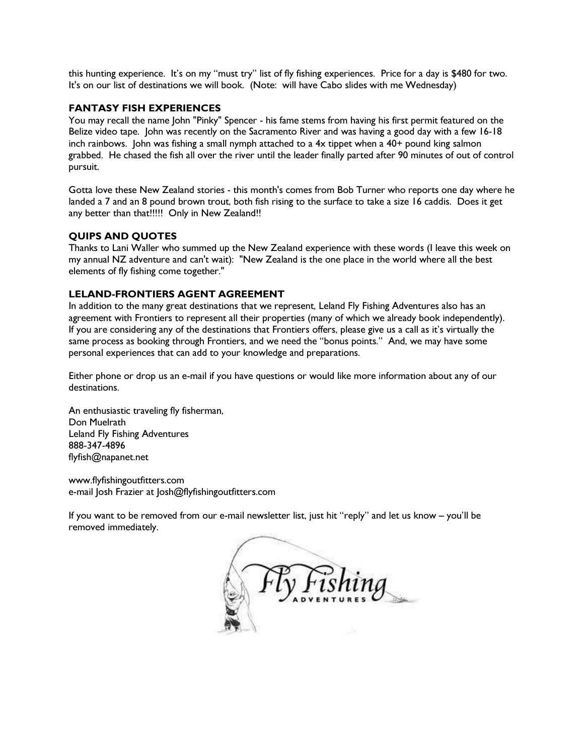this hunting experience. It's on my "must try" list of fly fishing experiences. Price for a day is $480 for two. It's on our list of destinations we will book. (Note: will have Cabo slides with me Wednesday)

### FANTASY FISH EXPERIENCES

You may recall the name John "Pinky" Spencer - his fame stems from having his first permit featured on the Belize video tape. John was recently on the Sacramento River and was having a good day with a few 16-18 inch rainbows. John was fishing a small nymph attached to a 4x tippet when a 40+ pound king salmon grabbed. He chased the fish all over the river until the leader finally parted after 90 minutes of out of control pursuit.

Gotta love these New Zealand stories - this month's comes from Bob Turner who reports one day where he landed a 7 and an 8 pound brown trout, both fish rising to the surface to take a size 16 caddis. Does it get any better than that!!!!! Only in New Zealand!!

### QUIPS AND QUOTES

Thanks to Lani Waller who summed up the New Zealand experience with these words (I leave this week on my annual NZ adventure and can't wait): "New Zealand is the one place in the world where all the best elements of fly fishing come together."

### LELAND-FRONTIERS AGENT AGREEMENT

In addition to the many great destinations that we represent, Leland Fly Fishing Adventures also has an agreement with Frontiers to represent all their properties (many of which we already book independently). If you are considering any of the destinations that Frontiers offers, please give us a call as it's virtually the same process as booking through Frontiers, and we need the "bonus points." And, we may have some personal experiences that can add to your knowledge and preparations.

Either phone or drop us an e-mail if you have questions or would like more information about any of our destinations.

An enthusiastic traveling fly fisherman,
Don Muelrath
Leland Fly Fishing Adventures
888-347-4896
flyfish@napanet.net

www.flyfishingoutfitters.com
e-mail Josh Frazier at Josh@flyfishingoutfitters.com

If you want to be removed from our e-mail newsletter list, just hit "reply" and let us know – you'll be removed immediately.

Fly Fishing ADVENTURES